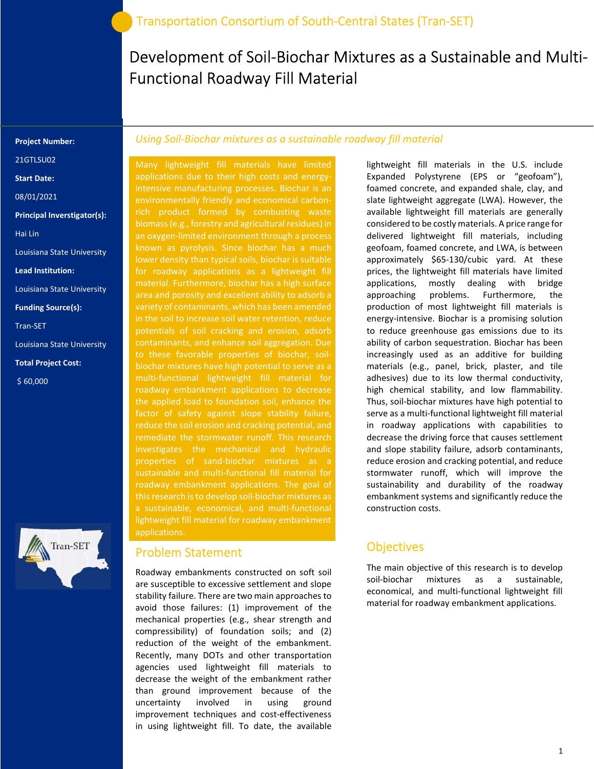Transportation Consortium of South-Central States (Tran-SET)

# Development of Soil-Biochar Mixtures as a Sustainable and Multi-Functional Roadway Fill Material

**Project Number:**

21GTLSU02

**Start Date:**

08/01/2021

**Principal Inverstigator(s):**

Hai Lin

Louisiana State University

**Lead Institution:**

Louisiana State University

**Funding Source(s):**

Tran-SET

Louisiana State University

**Total Project Cost:**

$ 60,000

*Using Soil-Biochar mixtures as a sustainable roadway fill material*

Many lightweight fill materials have limited applications due to their high costs and energy-intensive manufacturing processes. Biochar is an environmentally friendly and economical carbon-rich product formed by combusting waste biomass (e.g., forestry and agricultural residues) in an oxygen-limited environment through a process known as pyrolysis. Since biochar has a much lower density than typical soils, biochar is suitable for roadway applications as a lightweight fill material. Furthermore, biochar has a high surface area and porosity and excellent ability to adsorb a variety of contaminants, which has been amended in the soil to increase soil water retention, reduce potentials of soil cracking and erosion, adsorb contaminants, and enhance soil aggregation. Due to these favorable properties of biochar, soil-biochar mixtures have high potential to serve as a multi-functional lightweight fill material for roadway embankment applications to decrease the applied load to foundation soil, enhance the factor of safety against slope stability failure, reduce the soil erosion and cracking potential, and remediate the stormwater runoff. This research investigates the mechanical and hydraulic properties of sand-biochar mixtures as a sustainable and multi-functional fill material for roadway embankment applications. The goal of this research is to develop soil-biochar mixtures as a sustainable, economical, and multi-functional lightweight fill material for roadway embankment applications.

## Problem Statement

Roadway embankments constructed on soft soil are susceptible to excessive settlement and slope stability failure. There are two main approaches to avoid those failures: (1) improvement of the mechanical properties (e.g., shear strength and compressibility) of foundation soils; and (2) reduction of the weight of the embankment. Recently, many DOTs and other transportation agencies used lightweight fill materials to decrease the weight of the embankment rather than ground improvement because of the uncertainty involved in using ground improvement techniques and cost-effectiveness in using lightweight fill. To date, the available lightweight fill materials in the U.S. include Expanded Polystyrene (EPS or "geofoam"), foamed concrete, and expanded shale, clay, and slate lightweight aggregate (LWA). However, the available lightweight fill materials are generally considered to be costly materials. A price range for delivered lightweight fill materials, including geofoam, foamed concrete, and LWA, is between approximately $65-130/cubic yard. At these prices, the lightweight fill materials have limited applications, mostly dealing with bridge approaching problems. Furthermore, the production of most lightweight fill materials is energy-intensive. Biochar is a promising solution to reduce greenhouse gas emissions due to its ability of carbon sequestration. Biochar has been increasingly used as an additive for building materials (e.g., panel, brick, plaster, and tile adhesives) due to its low thermal conductivity, high chemical stability, and low flammability. Thus, soil-biochar mixtures have high potential to serve as a multi-functional lightweight fill material in roadway applications with capabilities to decrease the driving force that causes settlement and slope stability failure, adsorb contaminants, reduce erosion and cracking potential, and reduce stormwater runoff, which will improve the sustainability and durability of the roadway embankment systems and significantly reduce the construction costs.

## Objectives

The main objective of this research is to develop soil-biochar mixtures as a sustainable, economical, and multi-functional lightweight fill material for roadway embankment applications.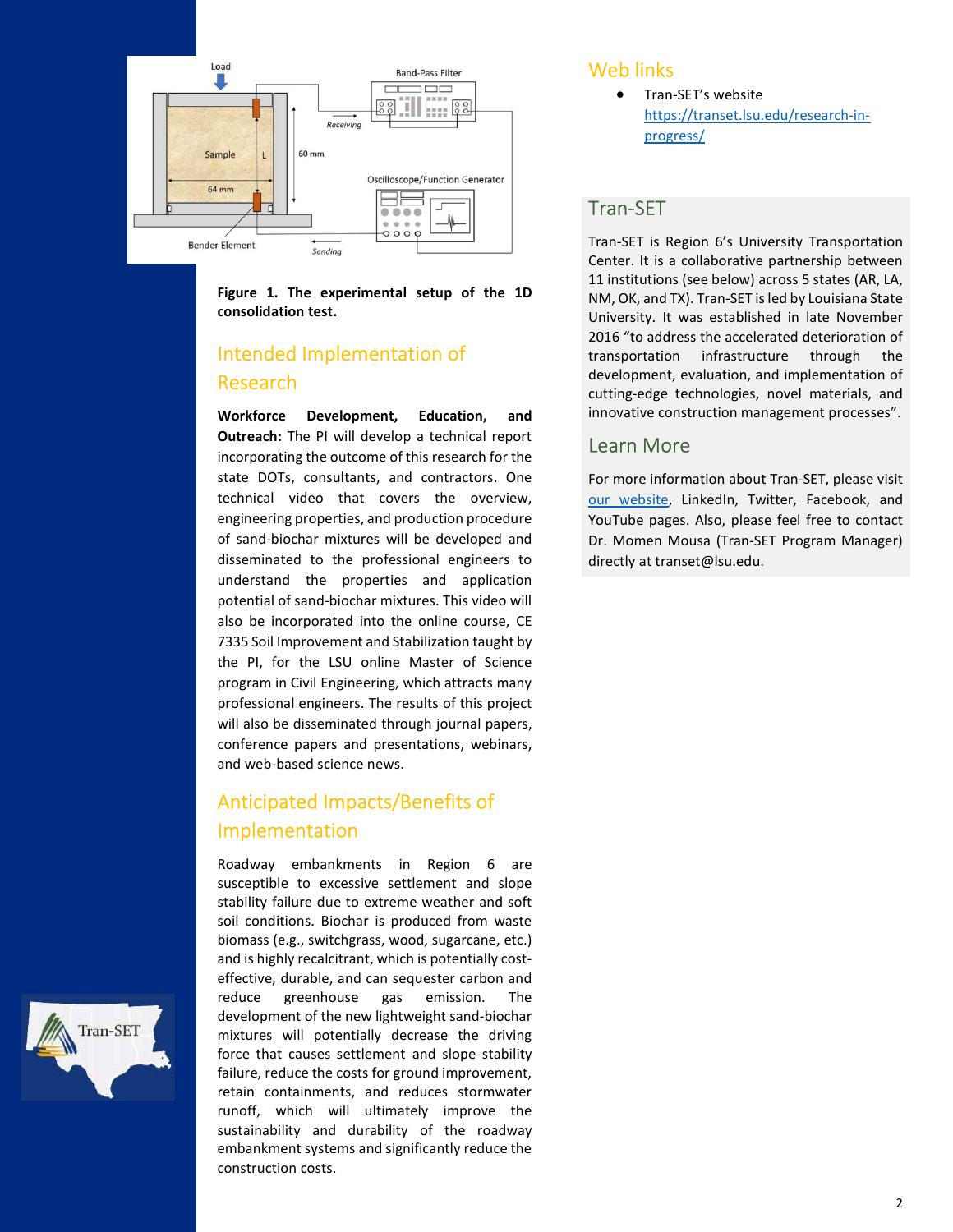Load

Band-Pass Filter

Receiving

Sample

L

60 mm

64 mm

Oscilloscope/Function Generator

Bender Element

Sending

**Figure 1. The experimental setup of the 1D consolidation test.**

## Intended Implementation of Research

**Workforce Development, Education, and Outreach:** The PI will develop a technical report incorporating the outcome of this research for the state DOTs, consultants, and contractors. One technical video that covers the overview, engineering properties, and production procedure of sand-biochar mixtures will be developed and disseminated to the professional engineers to understand the properties and application potential of sand-biochar mixtures. This video will also be incorporated into the online course, CE 7335 Soil Improvement and Stabilization taught by the PI, for the LSU online Master of Science program in Civil Engineering, which attracts many professional engineers. The results of this project will also be disseminated through journal papers, conference papers and presentations, webinars, and web-based science news.

## Anticipated Impacts/Benefits of Implementation

Roadway embankments in Region 6 are susceptible to excessive settlement and slope stability failure due to extreme weather and soft soil conditions. Biochar is produced from waste biomass (e.g., switchgrass, wood, sugarcane, etc.) and is highly recalcitrant, which is potentially cost-effective, durable, and can sequester carbon and reduce greenhouse gas emission. The development of the new lightweight sand-biochar mixtures will potentially decrease the driving force that causes settlement and slope stability failure, reduce the costs for ground improvement, retain containments, and reduces stormwater runoff, which will ultimately improve the sustainability and durability of the roadway embankment systems and significantly reduce the construction costs.

## Web links

- Tran-SET's website https://transet.lsu.edu/research-in-progress/

## Tran-SET

Tran-SET is Region 6's University Transportation Center. It is a collaborative partnership between 11 institutions (see below) across 5 states (AR, LA, NM, OK, and TX). Tran-SET is led by Louisiana State University. It was established in late November 2016 "to address the accelerated deterioration of transportation infrastructure through the development, evaluation, and implementation of cutting-edge technologies, novel materials, and innovative construction management processes".

## Learn More

For more information about Tran-SET, please visit our website, LinkedIn, Twitter, Facebook, and YouTube pages. Also, please feel free to contact Dr. Momen Mousa (Tran-SET Program Manager) directly at transet@lsu.edu.

Tran-SET